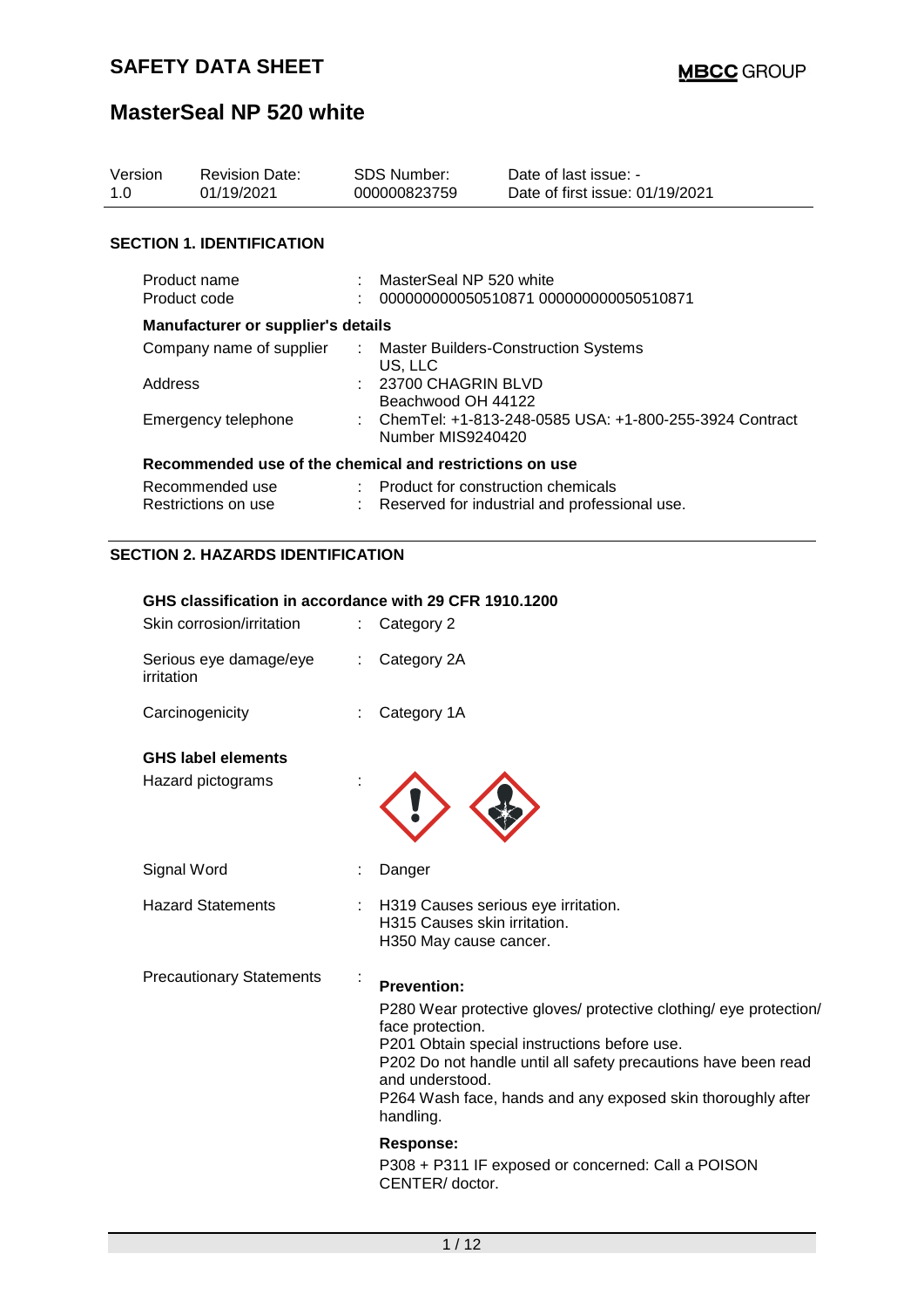# SAFETY DATA SHEET

**MBCC GROUP**

# MasterSeal NP 520 white

| Version | Revision Date: | SDS Number: | Date of last issue: - |
|---|---|---|---|
| 1.0 | 01/19/2021 | 000000823759 | Date of first issue: 01/19/2021 |

## SECTION 1. IDENTIFICATION

| | | |
|---|---|---|
| Product name | : | MasterSeal NP 520 white |
| Product code | : | 000000000050510871 000000000050510871 |

**Manufacturer or supplier's details**

| | | |
|---|---|---|
| Company name of supplier | : | Master Builders-Construction Systems US, LLC |
| Address | : | 23700 CHAGRIN BLVD Beachwood OH 44122 |
| Emergency telephone | : | ChemTel: +1-813-248-0585 USA: +1-800-255-3924 Contract Number MIS9240420 |

**Recommended use of the chemical and restrictions on use**

| | | |
|---|---|---|
| Recommended use | : | Product for construction chemicals |
| Restrictions on use | : | Reserved for industrial and professional use. |

## SECTION 2. HAZARDS IDENTIFICATION

**GHS classification in accordance with 29 CFR 1910.1200**

| | | |
|---|---|---|
| Skin corrosion/irritation | : | Category 2 |
| Serious eye damage/eye irritation | : | Category 2A |
| Carcinogenicity | : | Category 1A |

**GHS label elements**

Hazard pictograms :

Signal Word : Danger

Hazard Statements :
H319 Causes serious eye irritation.
H315 Causes skin irritation.
H350 May cause cancer.

Precautionary Statements :

**Prevention:**

P280 Wear protective gloves/ protective clothing/ eye protection/ face protection.
P201 Obtain special instructions before use.
P202 Do not handle until all safety precautions have been read and understood.
P264 Wash face, hands and any exposed skin thoroughly after handling.

**Response:**

P308 + P311 IF exposed or concerned: Call a POISON CENTER/ doctor.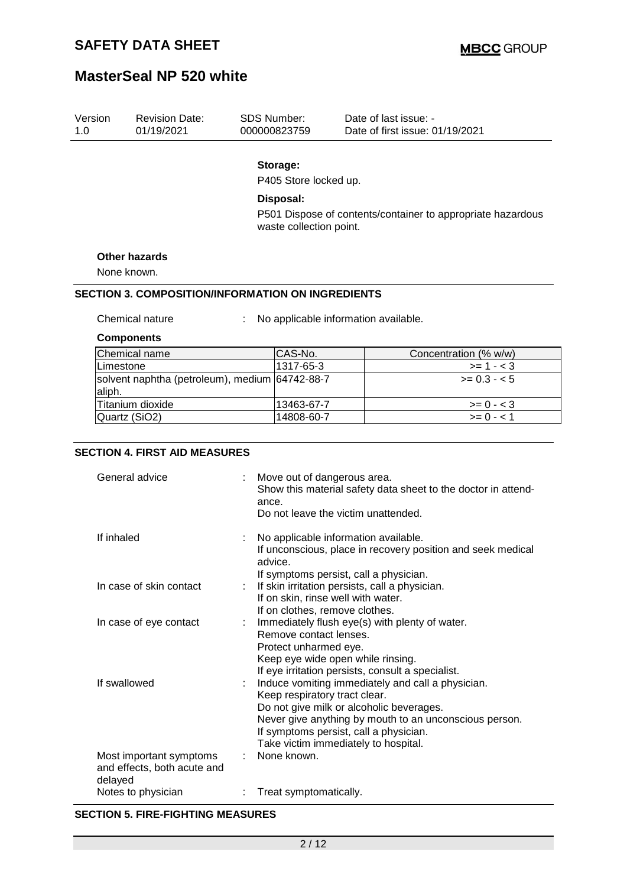**Storage:**

P405 Store locked up.

**Disposal:**

P501 Dispose of contents/container to appropriate hazardous waste collection point.

**Other hazards**

None known.

## SECTION 3. COMPOSITION/INFORMATION ON INGREDIENTS

Chemical nature : No applicable information available.

**Components**

| Chemical name | CAS-No. | Concentration (% w/w) |
|---|---|---|
| Limestone | 1317-65-3 | >= 1 - < 3 |
| solvent naphtha (petroleum), medium aliph. | 64742-88-7 | >= 0.3 - < 5 |
| Titanium dioxide | 13463-67-7 | >= 0 - < 3 |
| Quartz (SiO2) | 14808-60-7 | >= 0 - < 1 |

## SECTION 4. FIRST AID MEASURES

General advice : Move out of dangerous area.
Show this material safety data sheet to the doctor in attendance.
Do not leave the victim unattended.

If inhaled : No applicable information available.
If unconscious, place in recovery position and seek medical advice.
If symptoms persist, call a physician.

In case of skin contact : If skin irritation persists, call a physician.
If on skin, rinse well with water.
If on clothes, remove clothes.

In case of eye contact : Immediately flush eye(s) with plenty of water.
Remove contact lenses.
Protect unharmed eye.
Keep eye wide open while rinsing.
If eye irritation persists, consult a specialist.

If swallowed : Induce vomiting immediately and call a physician.
Keep respiratory tract clear.
Do not give milk or alcoholic beverages.
Never give anything by mouth to an unconscious person.
If symptoms persist, call a physician.
Take victim immediately to hospital.

Most important symptoms and effects, both acute and delayed : None known.

Notes to physician : Treat symptomatically.

## SECTION 5. FIRE-FIGHTING MEASURES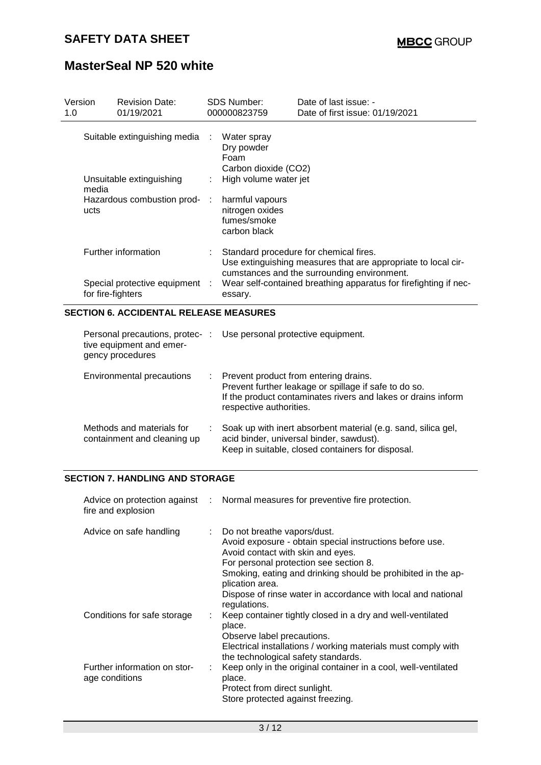| Version 1.0 | Revision Date: 01/19/2021 | SDS Number: 000000823759 | Date of last issue: - Date of first issue: 01/19/2021 |
|---|---|---|---|

| | |
|---|---|
| Suitable extinguishing media | : Water spray<br>Dry powder<br>Foam<br>Carbon dioxide (CO2) |
| Unsuitable extinguishing media | : High volume water jet |
| Hazardous combustion products | : harmful vapours<br>nitrogen oxides<br>fumes/smoke<br>carbon black |
| Further information | : Standard procedure for chemical fires.<br>Use extinguishing measures that are appropriate to local circumstances and the surrounding environment. |
| Special protective equipment for fire-fighters | : Wear self-contained breathing apparatus for firefighting if necessary. |

## SECTION 6. ACCIDENTAL RELEASE MEASURES

| | |
|---|---|
| Personal precautions, protective equipment and emergency procedures | : Use personal protective equipment. |
| Environmental precautions | : Prevent product from entering drains.<br>Prevent further leakage or spillage if safe to do so.<br>If the product contaminates rivers and lakes or drains inform respective authorities. |
| Methods and materials for containment and cleaning up | : Soak up with inert absorbent material (e.g. sand, silica gel, acid binder, universal binder, sawdust).<br>Keep in suitable, closed containers for disposal. |

## SECTION 7. HANDLING AND STORAGE

| | |
|---|---|
| Advice on protection against fire and explosion | : Normal measures for preventive fire protection. |
| Advice on safe handling | : Do not breathe vapors/dust.<br>Avoid exposure - obtain special instructions before use.<br>Avoid contact with skin and eyes.<br>For personal protection see section 8.<br>Smoking, eating and drinking should be prohibited in the application area.<br>Dispose of rinse water in accordance with local and national regulations. |
| Conditions for safe storage | : Keep container tightly closed in a dry and well-ventilated place.<br>Observe label precautions.<br>Electrical installations / working materials must comply with the technological safety standards. |
| Further information on storage conditions | : Keep only in the original container in a cool, well-ventilated place.<br>Protect from direct sunlight.<br>Store protected against freezing. |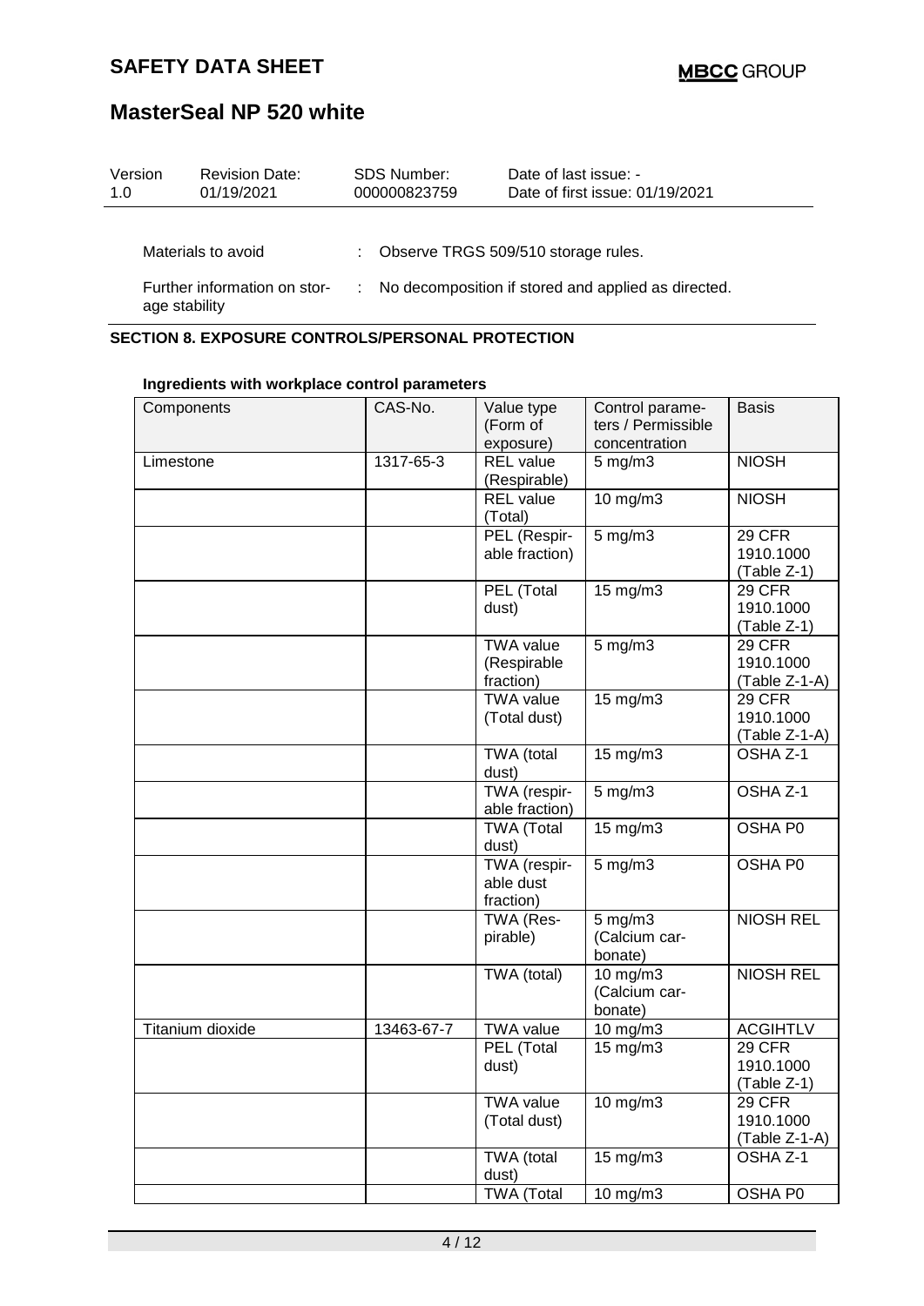| Version | Revision Date: | SDS Number: | Date of last issue: - |
|---|---|---|---|
| 1.0 | 01/19/2021 | 000000823759 | Date of first issue: 01/19/2021 |

Materials to avoid : Observe TRGS 509/510 storage rules.

Further information on storage stability : No decomposition if stored and applied as directed.

## SECTION 8. EXPOSURE CONTROLS/PERSONAL PROTECTION

**Ingredients with workplace control parameters**

| Components | CAS-No. | Value type (Form of exposure) | Control parameters / Permissible concentration | Basis |
|---|---|---|---|---|
| Limestone | 1317-65-3 | REL value (Respirable) | 5 mg/m3 | NIOSH |
| | | REL value (Total) | 10 mg/m3 | NIOSH |
| | | PEL (Respirable fraction) | 5 mg/m3 | 29 CFR 1910.1000 (Table Z-1) |
| | | PEL (Total dust) | 15 mg/m3 | 29 CFR 1910.1000 (Table Z-1) |
| | | TWA value (Respirable fraction) | 5 mg/m3 | 29 CFR 1910.1000 (Table Z-1-A) |
| | | TWA value (Total dust) | 15 mg/m3 | 29 CFR 1910.1000 (Table Z-1-A) |
| | | TWA (total dust) | 15 mg/m3 | OSHA Z-1 |
| | | TWA (respirable fraction) | 5 mg/m3 | OSHA Z-1 |
| | | TWA (Total dust) | 15 mg/m3 | OSHA P0 |
| | | TWA (respirable dust fraction) | 5 mg/m3 | OSHA P0 |
| | | TWA (Respirable) | 5 mg/m3 (Calcium carbonate) | NIOSH REL |
| | | TWA (total) | 10 mg/m3 (Calcium carbonate) | NIOSH REL |
| Titanium dioxide | 13463-67-7 | TWA value | 10 mg/m3 | ACGIHTLV |
| | | PEL (Total dust) | 15 mg/m3 | 29 CFR 1910.1000 (Table Z-1) |
| | | TWA value (Total dust) | 10 mg/m3 | 29 CFR 1910.1000 (Table Z-1-A) |
| | | TWA (total dust) | 15 mg/m3 | OSHA Z-1 |
| | | TWA (Total | 10 mg/m3 | OSHA P0 |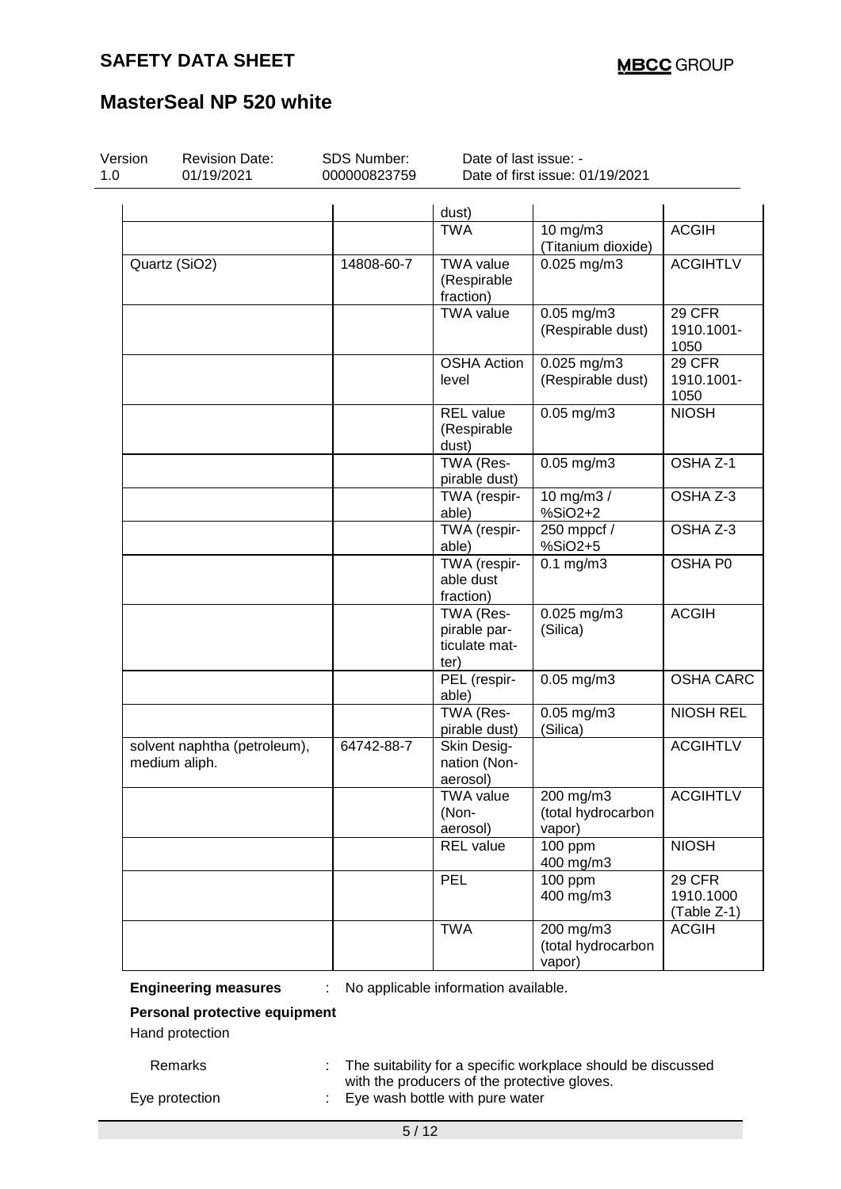| | | dust) | | |
|---|---|---|---|---|
| | | TWA | 10 mg/m3 (Titanium dioxide) | ACGIH |
| Quartz (SiO2) | 14808-60-7 | TWA value (Respirable fraction) | 0.025 mg/m3 | ACGIHTLV |
| | | TWA value | 0.05 mg/m3 (Respirable dust) | 29 CFR 1910.1001-1050 |
| | | OSHA Action level | 0.025 mg/m3 (Respirable dust) | 29 CFR 1910.1001-1050 |
| | | REL value (Respirable dust) | 0.05 mg/m3 | NIOSH |
| | | TWA (Respirable dust) | 0.05 mg/m3 | OSHA Z-1 |
| | | TWA (respirable) | 10 mg/m3 / %SiO2+2 | OSHA Z-3 |
| | | TWA (respirable) | 250 mppcf / %SiO2+5 | OSHA Z-3 |
| | | TWA (respirable dust fraction) | 0.1 mg/m3 | OSHA P0 |
| | | TWA (Respirable particulate matter) | 0.025 mg/m3 (Silica) | ACGIH |
| | | PEL (respirable) | 0.05 mg/m3 | OSHA CARC |
| | | TWA (Respirable dust) | 0.05 mg/m3 (Silica) | NIOSH REL |
| solvent naphtha (petroleum), medium aliph. | 64742-88-7 | Skin Designation (Non-aerosol) | | ACGIHTLV |
| | | TWA value (Non-aerosol) | 200 mg/m3 (total hydrocarbon vapor) | ACGIHTLV |
| | | REL value | 100 ppm 400 mg/m3 | NIOSH |
| | | PEL | 100 ppm 400 mg/m3 | 29 CFR 1910.1000 (Table Z-1) |
| | | TWA | 200 mg/m3 (total hydrocarbon vapor) | ACGIH |

**Engineering measures** : No applicable information available.

**Personal protective equipment**

Hand protection

Remarks : The suitability for a specific workplace should be discussed with the producers of the protective gloves.

Eye protection : Eye wash bottle with pure water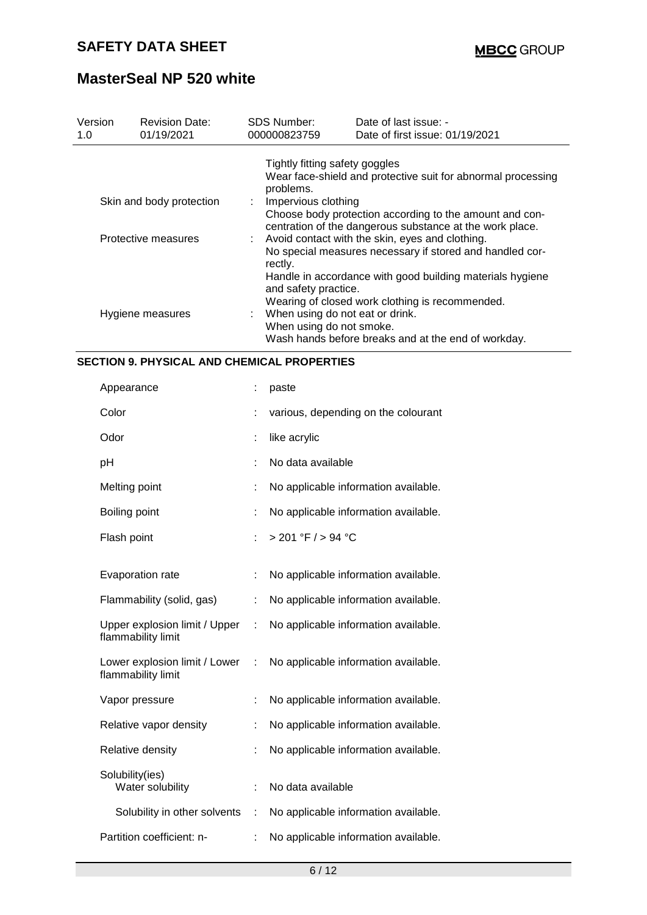| | | |
|---|---|---|
| | | Tightly fitting safety goggles<br>Wear face-shield and protective suit for abnormal processing problems. |
| Skin and body protection | : | Impervious clothing<br>Choose body protection according to the amount and concentration of the dangerous substance at the work place. |
| Protective measures | : | Avoid contact with the skin, eyes and clothing.<br>No special measures necessary if stored and handled correctly.<br>Handle in accordance with good building materials hygiene and safety practice.<br>Wearing of closed work clothing is recommended. |
| Hygiene measures | : | When using do not eat or drink.<br>When using do not smoke.<br>Wash hands before breaks and at the end of workday. |

## SECTION 9. PHYSICAL AND CHEMICAL PROPERTIES

| | | |
|---|---|---|
| Appearance | : | paste |
| Color | : | various, depending on the colourant |
| Odor | : | like acrylic |
| pH | : | No data available |
| Melting point | : | No applicable information available. |
| Boiling point | : | No applicable information available. |
| Flash point | : | > 201 °F / > 94 °C |
| Evaporation rate | : | No applicable information available. |
| Flammability (solid, gas) | : | No applicable information available. |
| Upper explosion limit / Upper flammability limit | : | No applicable information available. |
| Lower explosion limit / Lower flammability limit | : | No applicable information available. |
| Vapor pressure | : | No applicable information available. |
| Relative vapor density | : | No applicable information available. |
| Relative density | : | No applicable information available. |
| Solubility(ies)<br>Water solubility | : | No data available |
| Solubility in other solvents | : | No applicable information available. |
| Partition coefficient: n- | : | No applicable information available. |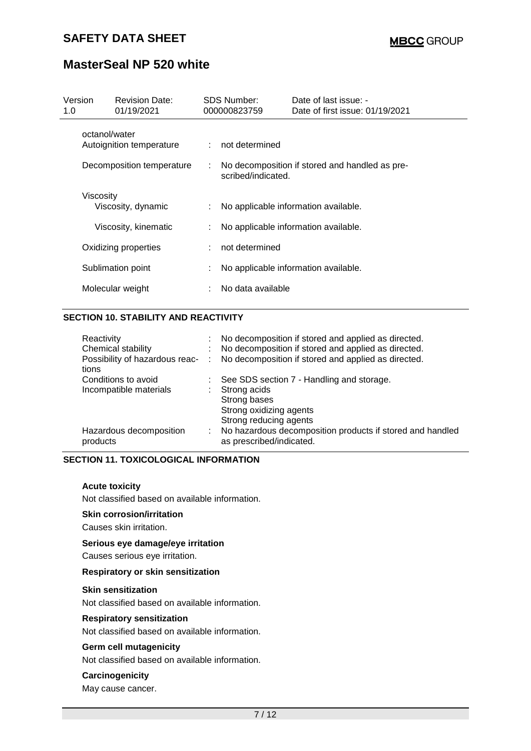| Version 1.0 | Revision Date: 01/19/2021 | SDS Number: 000000823759 | Date of last issue: - Date of first issue: 01/19/2021 |
|---|---|---|---|

| | | |
|---|---|---|
| octanol/water | | |
| Autoignition temperature | : | not determined |
| Decomposition temperature | : | No decomposition if stored and handled as prescribed/indicated. |
| Viscosity | | |
| Viscosity, dynamic | : | No applicable information available. |
| Viscosity, kinematic | : | No applicable information available. |
| Oxidizing properties | : | not determined |
| Sublimation point | : | No applicable information available. |
| Molecular weight | : | No data available |

## SECTION 10. STABILITY AND REACTIVITY

| | | |
|---|---|---|
| Reactivity | : | No decomposition if stored and applied as directed. |
| Chemical stability | : | No decomposition if stored and applied as directed. |
| Possibility of hazardous reactions | : | No decomposition if stored and applied as directed. |
| Conditions to avoid | : | See SDS section 7 - Handling and storage. |
| Incompatible materials | : | Strong acids<br>Strong bases<br>Strong oxidizing agents<br>Strong reducing agents |
| Hazardous decomposition products | : | No hazardous decomposition products if stored and handled as prescribed/indicated. |

## SECTION 11. TOXICOLOGICAL INFORMATION

**Acute toxicity**

Not classified based on available information.

**Skin corrosion/irritation**

Causes skin irritation.

**Serious eye damage/eye irritation**

Causes serious eye irritation.

**Respiratory or skin sensitization**

**Skin sensitization**

Not classified based on available information.

**Respiratory sensitization**

Not classified based on available information.

**Germ cell mutagenicity**

Not classified based on available information.

**Carcinogenicity**

May cause cancer.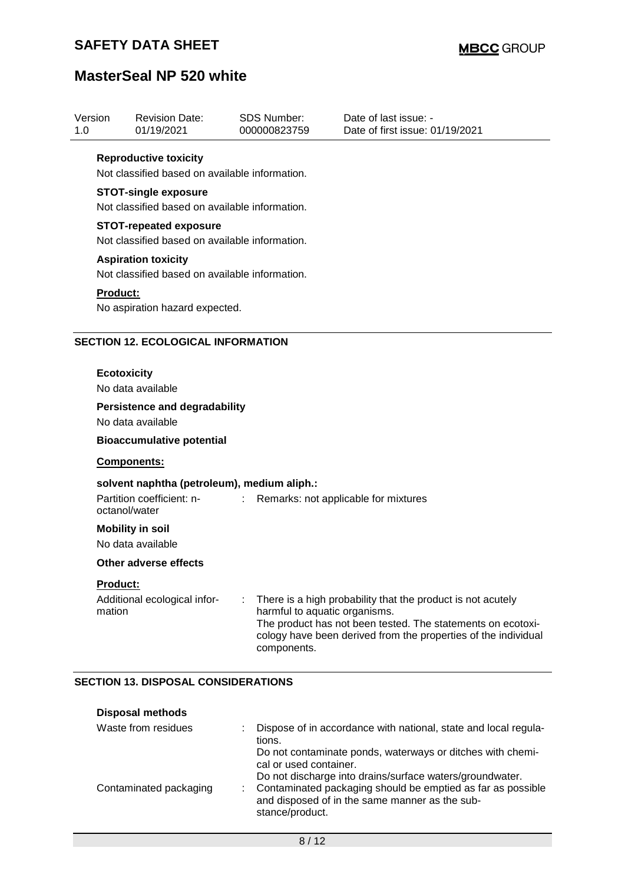**Reproductive toxicity**

Not classified based on available information.

**STOT-single exposure**

Not classified based on available information.

**STOT-repeated exposure**

Not classified based on available information.

**Aspiration toxicity**

Not classified based on available information.

**Product:**

No aspiration hazard expected.

## SECTION 12. ECOLOGICAL INFORMATION

**Ecotoxicity**

No data available

**Persistence and degradability**

No data available

**Bioaccumulative potential**

**Components:**

**solvent naphtha (petroleum), medium aliph.:**

| | | |
|---|---|---|
| Partition coefficient: n-octanol/water | : | Remarks: not applicable for mixtures |

**Mobility in soil**

No data available

**Other adverse effects**

**Product:**

| | | |
|---|---|---|
| Additional ecological information | : | There is a high probability that the product is not acutely harmful to aquatic organisms. The product has not been tested. The statements on ecotoxicology have been derived from the properties of the individual components. |

## SECTION 13. DISPOSAL CONSIDERATIONS

**Disposal methods**

| | | |
|---|---|---|
| Waste from residues | : | Dispose of in accordance with national, state and local regulations. Do not contaminate ponds, waterways or ditches with chemical or used container. Do not discharge into drains/surface waters/groundwater. |
| Contaminated packaging | : | Contaminated packaging should be emptied as far as possible and disposed of in the same manner as the substance/product. |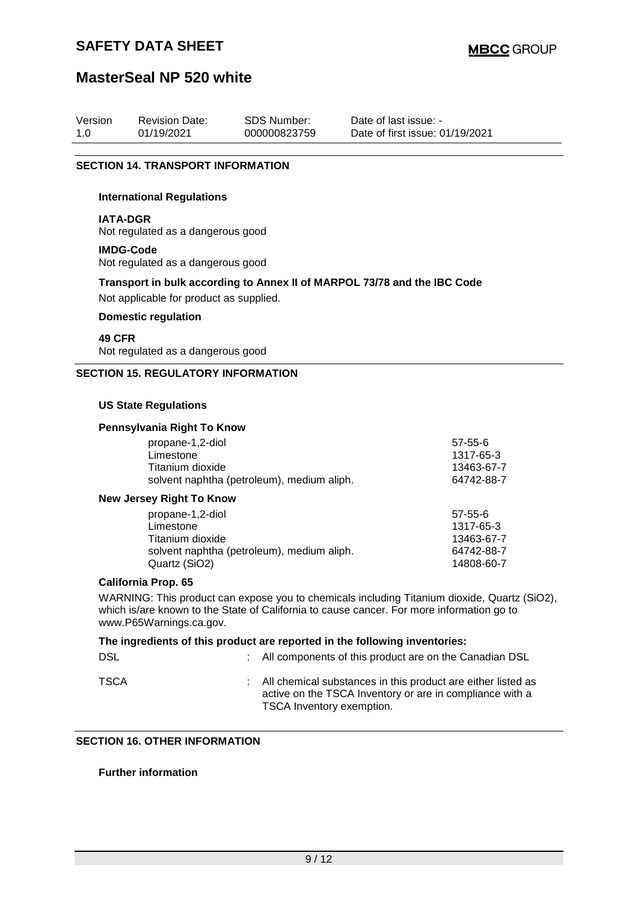| Version | Revision Date: | SDS Number: | Date of last issue: - |
|---|---|---|---|
| 1.0 | 01/19/2021 | 000000823759 | Date of first issue: 01/19/2021 |

## SECTION 14. TRANSPORT INFORMATION

**International Regulations**

**IATA-DGR**
Not regulated as a dangerous good

**IMDG-Code**
Not regulated as a dangerous good

**Transport in bulk according to Annex II of MARPOL 73/78 and the IBC Code**

Not applicable for product as supplied.

**Domestic regulation**

**49 CFR**
Not regulated as a dangerous good

## SECTION 15. REGULATORY INFORMATION

**US State Regulations**

**Pennsylvania Right To Know**

| | |
|---|---|
| propane-1,2-diol | 57-55-6 |
| Limestone | 1317-65-3 |
| Titanium dioxide | 13463-67-7 |
| solvent naphtha (petroleum), medium aliph. | 64742-88-7 |

**New Jersey Right To Know**

| | |
|---|---|
| propane-1,2-diol | 57-55-6 |
| Limestone | 1317-65-3 |
| Titanium dioxide | 13463-67-7 |
| solvent naphtha (petroleum), medium aliph. | 64742-88-7 |
| Quartz ($SiO_2$) | 14808-60-7 |

**California Prop. 65**

WARNING: This product can expose you to chemicals including Titanium dioxide, Quartz ($SiO_2$), which is/are known to the State of California to cause cancer. For more information go to www.P65Warnings.ca.gov.

**The ingredients of this product are reported in the following inventories:**

DSL : All components of this product are on the Canadian DSL

TSCA : All chemical substances in this product are either listed as active on the TSCA Inventory or are in compliance with a TSCA Inventory exemption.

## SECTION 16. OTHER INFORMATION

**Further information**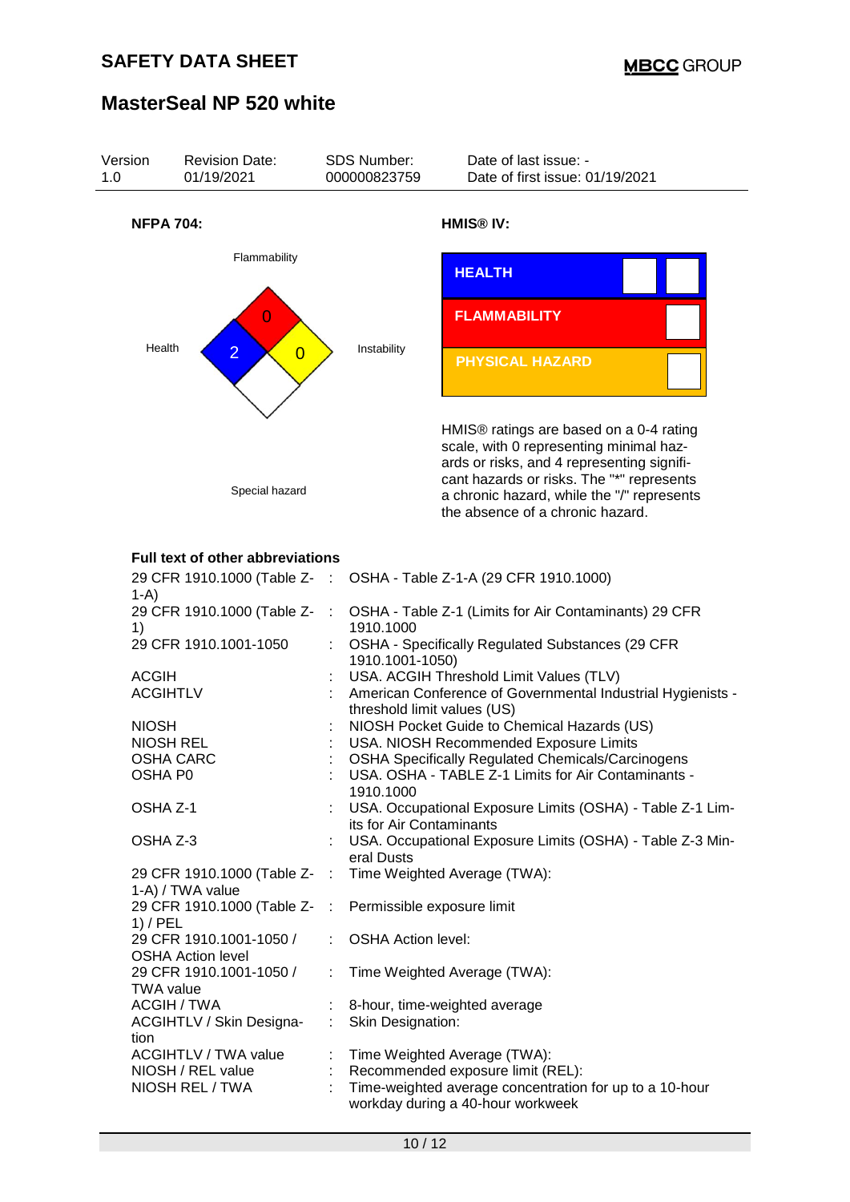# SAFETY DATA SHEET

# MasterSeal NP 520 white

| Version | Revision Date: | SDS Number: | Date of last issue: - |
|---|---|---|---|
| 1.0 | 01/19/2021 | 000000823759 | Date of first issue: 01/19/2021 |

**NFPA 704:**

Flammability: 0
Health: 2
Instability: 0
Special hazard

**HMIS® IV:**

| HEALTH | | |
|---|---|---|
| FLAMMABILITY | | |
| PHYSICAL HAZARD | | |

HMIS® ratings are based on a 0-4 rating scale, with 0 representing minimal hazards or risks, and 4 representing significant hazards or risks. The "*" represents a chronic hazard, while the "/" represents the absence of a chronic hazard.

**Full text of other abbreviations**

| | | |
|---|---|---|
| 29 CFR 1910.1000 (Table Z-1-A) | : | OSHA - Table Z-1-A (29 CFR 1910.1000) |
| 29 CFR 1910.1000 (Table Z-1) | : | OSHA - Table Z-1 (Limits for Air Contaminants) 29 CFR 1910.1000 |
| 29 CFR 1910.1001-1050 | : | OSHA - Specifically Regulated Substances (29 CFR 1910.1001-1050) |
| ACGIH | : | USA. ACGIH Threshold Limit Values (TLV) |
| ACGIHTLV | : | American Conference of Governmental Industrial Hygienists - threshold limit values (US) |
| NIOSH | : | NIOSH Pocket Guide to Chemical Hazards (US) |
| NIOSH REL | : | USA. NIOSH Recommended Exposure Limits |
| OSHA CARC | : | OSHA Specifically Regulated Chemicals/Carcinogens |
| OSHA P0 | : | USA. OSHA - TABLE Z-1 Limits for Air Contaminants - 1910.1000 |
| OSHA Z-1 | : | USA. Occupational Exposure Limits (OSHA) - Table Z-1 Limits for Air Contaminants |
| OSHA Z-3 | : | USA. Occupational Exposure Limits (OSHA) - Table Z-3 Mineral Dusts |
| 29 CFR 1910.1000 (Table Z-1-A) / TWA value | : | Time Weighted Average (TWA): |
| 29 CFR 1910.1000 (Table Z-1) / PEL | : | Permissible exposure limit |
| 29 CFR 1910.1001-1050 / OSHA Action level | : | OSHA Action level: |
| 29 CFR 1910.1001-1050 / TWA value | : | Time Weighted Average (TWA): |
| ACGIH / TWA | : | 8-hour, time-weighted average |
| ACGIHTLV / Skin Designation | : | Skin Designation: |
| ACGIHTLV / TWA value | : | Time Weighted Average (TWA): |
| NIOSH / REL value | : | Recommended exposure limit (REL): |
| NIOSH REL / TWA | : | Time-weighted average concentration for up to a 10-hour workday during a 40-hour workweek |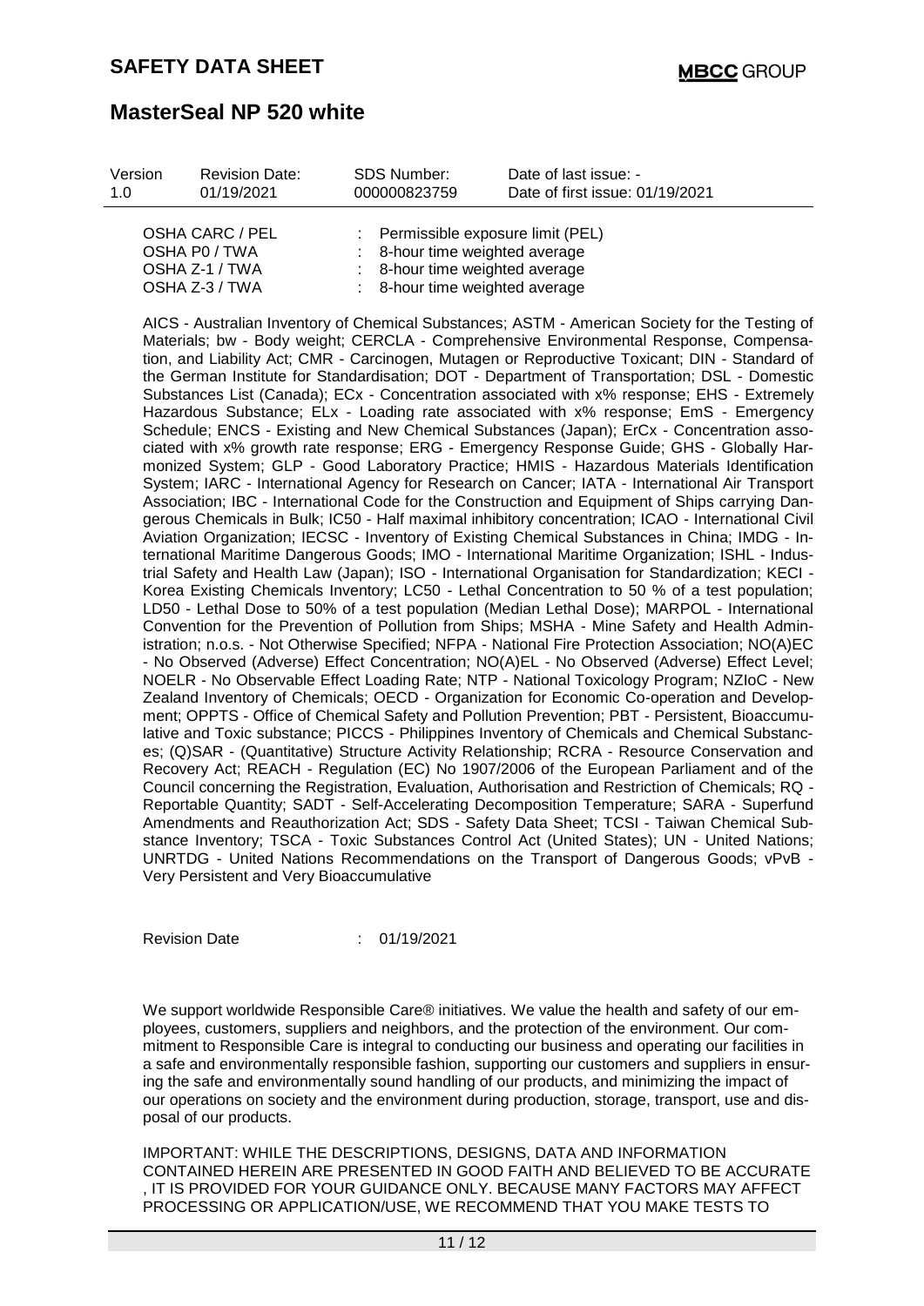| OSHA CARC / PEL | : | Permissible exposure limit (PEL) |
|---|---|---|
| OSHA P0 / TWA | : | 8-hour time weighted average |
| OSHA Z-1 / TWA | : | 8-hour time weighted average |
| OSHA Z-3 / TWA | : | 8-hour time weighted average |

AICS - Australian Inventory of Chemical Substances; ASTM - American Society for the Testing of Materials; bw - Body weight; CERCLA - Comprehensive Environmental Response, Compensation, and Liability Act; CMR - Carcinogen, Mutagen or Reproductive Toxicant; DIN - Standard of the German Institute for Standardisation; DOT - Department of Transportation; DSL - Domestic Substances List (Canada); ECx - Concentration associated with x% response; EHS - Extremely Hazardous Substance; ELx - Loading rate associated with x% response; EmS - Emergency Schedule; ENCS - Existing and New Chemical Substances (Japan); ErCx - Concentration associated with x% growth rate response; ERG - Emergency Response Guide; GHS - Globally Harmonized System; GLP - Good Laboratory Practice; HMIS - Hazardous Materials Identification System; IARC - International Agency for Research on Cancer; IATA - International Air Transport Association; IBC - International Code for the Construction and Equipment of Ships carrying Dangerous Chemicals in Bulk; IC50 - Half maximal inhibitory concentration; ICAO - International Civil Aviation Organization; IECSC - Inventory of Existing Chemical Substances in China; IMDG - International Maritime Dangerous Goods; IMO - International Maritime Organization; ISHL - Industrial Safety and Health Law (Japan); ISO - International Organisation for Standardization; KECI - Korea Existing Chemicals Inventory; LC50 - Lethal Concentration to 50 % of a test population; LD50 - Lethal Dose to 50% of a test population (Median Lethal Dose); MARPOL - International Convention for the Prevention of Pollution from Ships; MSHA - Mine Safety and Health Administration; n.o.s. - Not Otherwise Specified; NFPA - National Fire Protection Association; NO(A)EC - No Observed (Adverse) Effect Concentration; NO(A)EL - No Observed (Adverse) Effect Level; NOELR - No Observable Effect Loading Rate; NTP - National Toxicology Program; NZIoC - New Zealand Inventory of Chemicals; OECD - Organization for Economic Co-operation and Development; OPPTS - Office of Chemical Safety and Pollution Prevention; PBT - Persistent, Bioaccumulative and Toxic substance; PICCS - Philippines Inventory of Chemicals and Chemical Substances; (Q)SAR - (Quantitative) Structure Activity Relationship; RCRA - Resource Conservation and Recovery Act; REACH - Regulation (EC) No 1907/2006 of the European Parliament and of the Council concerning the Registration, Evaluation, Authorisation and Restriction of Chemicals; RQ - Reportable Quantity; SADT - Self-Accelerating Decomposition Temperature; SARA - Superfund Amendments and Reauthorization Act; SDS - Safety Data Sheet; TCSI - Taiwan Chemical Substance Inventory; TSCA - Toxic Substances Control Act (United States); UN - United Nations; UNRTDG - United Nations Recommendations on the Transport of Dangerous Goods; vPvB - Very Persistent and Very Bioaccumulative

Revision Date : 01/19/2021

We support worldwide Responsible Care® initiatives. We value the health and safety of our employees, customers, suppliers and neighbors, and the protection of the environment. Our commitment to Responsible Care is integral to conducting our business and operating our facilities in a safe and environmentally responsible fashion, supporting our customers and suppliers in ensuring the safe and environmentally sound handling of our products, and minimizing the impact of our operations on society and the environment during production, storage, transport, use and disposal of our products.

IMPORTANT: WHILE THE DESCRIPTIONS, DESIGNS, DATA AND INFORMATION CONTAINED HEREIN ARE PRESENTED IN GOOD FAITH AND BELIEVED TO BE ACCURATE , IT IS PROVIDED FOR YOUR GUIDANCE ONLY. BECAUSE MANY FACTORS MAY AFFECT PROCESSING OR APPLICATION/USE, WE RECOMMEND THAT YOU MAKE TESTS TO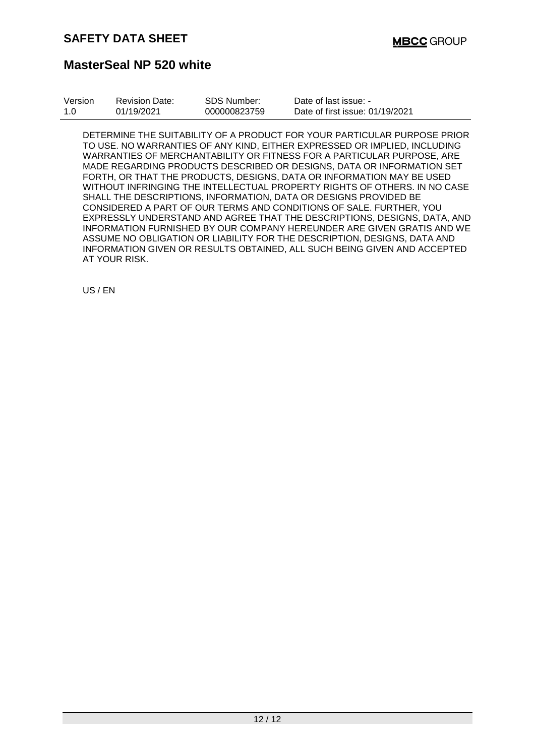DETERMINE THE SUITABILITY OF A PRODUCT FOR YOUR PARTICULAR PURPOSE PRIOR TO USE. NO WARRANTIES OF ANY KIND, EITHER EXPRESSED OR IMPLIED, INCLUDING WARRANTIES OF MERCHANTABILITY OR FITNESS FOR A PARTICULAR PURPOSE, ARE MADE REGARDING PRODUCTS DESCRIBED OR DESIGNS, DATA OR INFORMATION SET FORTH, OR THAT THE PRODUCTS, DESIGNS, DATA OR INFORMATION MAY BE USED WITHOUT INFRINGING THE INTELLECTUAL PROPERTY RIGHTS OF OTHERS. IN NO CASE SHALL THE DESCRIPTIONS, INFORMATION, DATA OR DESIGNS PROVIDED BE CONSIDERED A PART OF OUR TERMS AND CONDITIONS OF SALE. FURTHER, YOU EXPRESSLY UNDERSTAND AND AGREE THAT THE DESCRIPTIONS, DESIGNS, DATA, AND INFORMATION FURNISHED BY OUR COMPANY HEREUNDER ARE GIVEN GRATIS AND WE ASSUME NO OBLIGATION OR LIABILITY FOR THE DESCRIPTION, DESIGNS, DATA AND INFORMATION GIVEN OR RESULTS OBTAINED, ALL SUCH BEING GIVEN AND ACCEPTED AT YOUR RISK.

US / EN